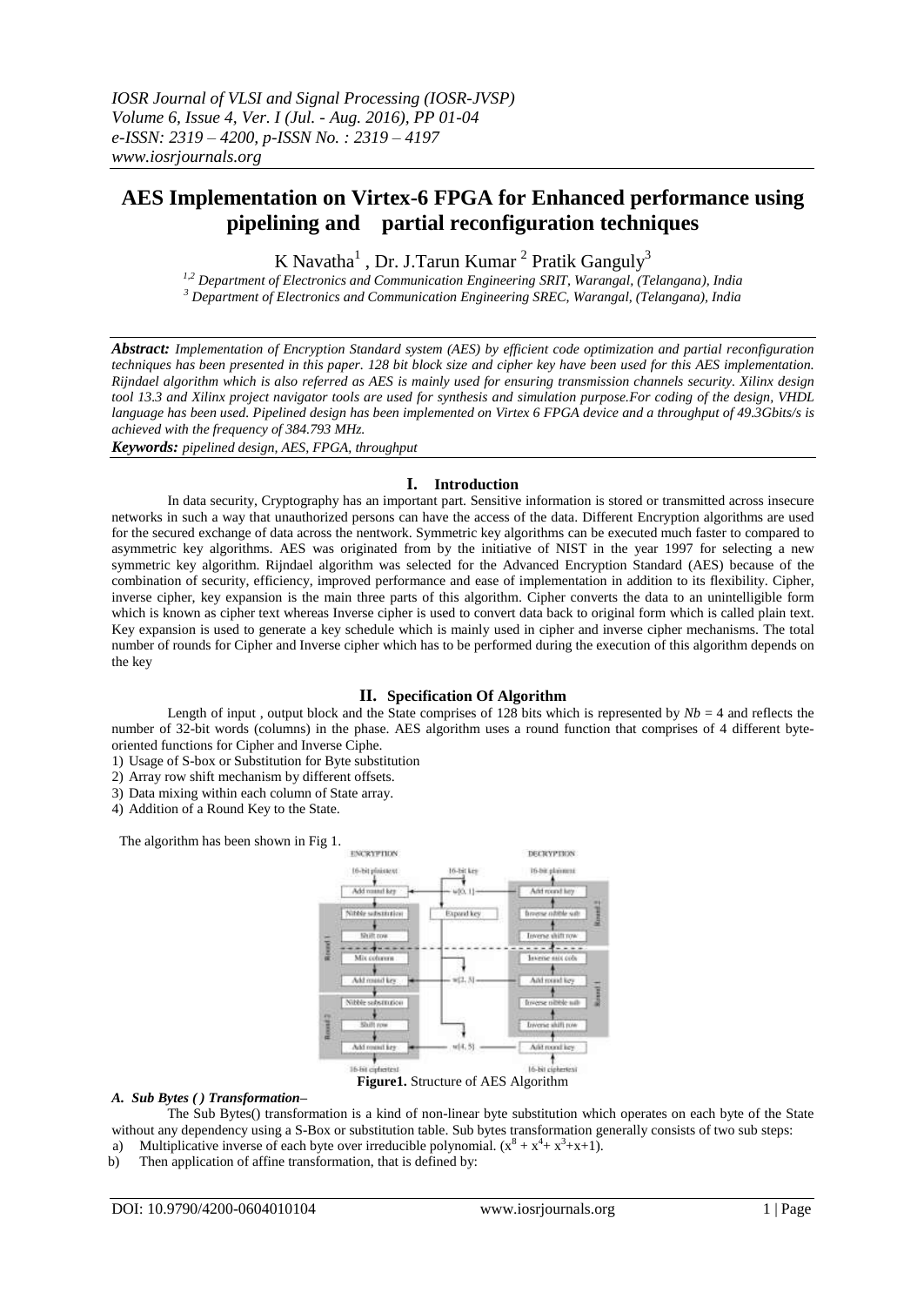# AES Implementation on Virtex-6 FPGA for Enhanced performance using pipelining and partial reconfiguration techniques

K Navatha[1] , Dr. J.Tarun Kumar [2] Pratik Ganguly[3]

[1,2] *Department of Electronics and Communication Engineering SRIT, Warangal, (Telangana), India*
[3] *Department of Electronics and Communication Engineering SREC, Warangal, (Telangana), India*

***Abstract:*** *Implementation of Encryption Standard system (AES) by efficient code optimization and partial reconfiguration techniques has been presented in this paper. 128 bit block size and cipher key have been used for this AES implementation. Rijndael algorithm which is also referred as AES is mainly used for ensuring transmission channels security. Xilinx design tool 13.3 and Xilinx project navigator tools are used for synthesis and simulation purpose.For coding of the design, VHDL language has been used. Pipelined design has been implemented on Virtex 6 FPGA device and a throughput of 49.3Gbits/s is achieved with the frequency of 384.793 MHz.*

***Keywords:*** *pipelined design, AES, FPGA, throughput*

## I. Introduction

In data security, Cryptography has an important part. Sensitive information is stored or transmitted across insecure networks in such a way that unauthorized persons can have the access of the data. Different Encryption algorithms are used for the secured exchange of data across the nentwork. Symmetric key algorithms can be executed much faster to compared to asymmetric key algorithms. AES was originated from by the initiative of NIST in the year 1997 for selecting a new symmetric key algorithm. Rijndael algorithm was selected for the Advanced Encryption Standard (AES) because of the combination of security, efficiency, improved performance and ease of implementation in addition to its flexibility. Cipher, inverse cipher, key expansion is the main three parts of this algorithm. Cipher converts the data to an unintelligible form which is known as cipher text whereas Inverse cipher is used to convert data back to original form which is called plain text. Key expansion is used to generate a key schedule which is mainly used in cipher and inverse cipher mechanisms. The total number of rounds for Cipher and Inverse cipher which has to be performed during the execution of this algorithm depends on the key

## II. Specification Of Algorithm

Length of input , output block and the State comprises of 128 bits which is represented by $Nb = 4$ and reflects the number of 32-bit words (columns) in the phase. AES algorithm uses a round function that comprises of 4 different byte-oriented functions for Cipher and Inverse Ciphe.

1) Usage of S-box or Substitution for Byte substitution
2) Array row shift mechanism by different offsets.
3) Data mixing within each column of State array.
4) Addition of a Round Key to the State.

The algorithm has been shown in Fig 1.

ENCRYPTION
DECRYPTION
16-bit plaintext
16-bit key
16-bit plaintext
Add round key
w[0, 1]
Add round key
Nibble substitution
Expand key
Inverse nibble sub
Shift row
Inverse shift row
Round 1
Round 2
Mix columns
Inverse mix cols
Add round key
w[2, 3]
Add round key
Nibble substitution
Inverse nibble sub
Shift row
Inverse shift row
Round 2
Round 1
Add round key
w[4, 5]
Add round key
16-bit ciphertext
16-bit ciphertext

**Figure1.** Structure of AES Algorithm

### *A. Sub Bytes ( ) Transformation–*

The Sub Bytes() transformation is a kind of non-linear byte substitution which operates on each byte of the State without any dependency using a S-Box or substitution table. Sub bytes transformation generally consists of two sub steps:

a) Multiplicative inverse of each byte over irreducible polynomial. $(x^8 + x^4 + x^3 + x + 1)$.
b) Then application of affine transformation, that is defined by: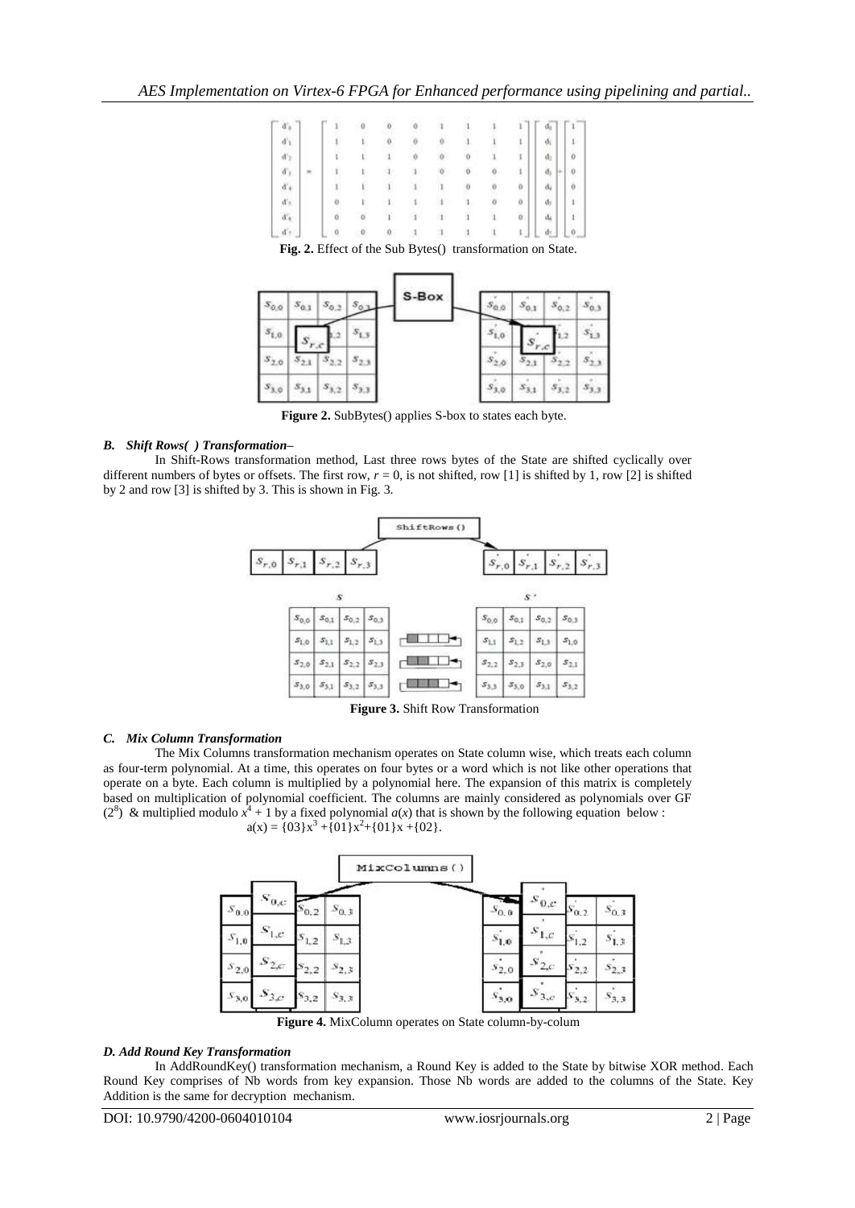$$
\begin{bmatrix} d'_0 \\ d'_1 \\ d'_2 \\ d'_3 \\ d'_4 \\ d'_5 \\ d'_6 \\ d'_7 \end{bmatrix} = \begin{bmatrix} 1 & 0 & 0 & 0 & 1 & 1 & 1 & 1 \\ 1 & 1 & 0 & 0 & 0 & 1 & 1 & 1 \\ 1 & 1 & 1 & 0 & 0 & 0 & 1 & 1 \\ 1 & 1 & 1 & 1 & 0 & 0 & 0 & 1 \\ 1 & 1 & 1 & 1 & 1 & 0 & 0 & 0 \\ 0 & 1 & 1 & 1 & 1 & 1 & 0 & 0 \\ 0 & 0 & 1 & 1 & 1 & 1 & 1 & 0 \\ 0 & 0 & 0 & 1 & 1 & 1 & 1 & 1 \end{bmatrix} \begin{bmatrix} d_0 \\ d_1 \\ d_2 \\ d_3 \\ d_4 \\ d_5 \\ d_6 \\ d_7 \end{bmatrix} + \begin{bmatrix} 1 \\ 1 \\ 0 \\ 0 \\ 0 \\ 1 \\ 1 \\ 0 \end{bmatrix}
$$

**Fig. 2.** Effect of the Sub Bytes() transformation on State.

**Figure 2.** SubBytes() applies S-box to states each byte.

### *B. Shift Rows( ) Transformation–*

In Shift-Rows transformation method, Last three rows bytes of the State are shifted cyclically over different numbers of bytes or offsets. The first row, $r = 0$, is not shifted, row [1] is shifted by 1, row [2] is shifted by 2 and row [3] is shifted by 3. This is shown in Fig. 3.

**Figure 3.** Shift Row Transformation

### *C. Mix Column Transformation*

The Mix Columns transformation mechanism operates on State column wise, which treats each column as four-term polynomial. At a time, this operates on four bytes or a word which is not like other operations that operate on a byte. Each column is multiplied by a polynomial here. The expansion of this matrix is completely based on multiplication of polynomial coefficient. The columns are mainly considered as polynomials over GF $(2^8)$ & multiplied modulo $x^4 + 1$ by a fixed polynomial $a(x)$ that is shown by the following equation below :

$$a(x) = \{03\}x^3 + \{01\}x^2 + \{01\}x + \{02\}.$$

**Figure 4.** MixColumn operates on State column-by-colum

### *D. Add Round Key Transformation*

In AddRoundKey() transformation mechanism, a Round Key is added to the State by bitwise XOR method. Each Round Key comprises of Nb words from key expansion. Those Nb words are added to the columns of the State. Key Addition is the same for decryption mechanism.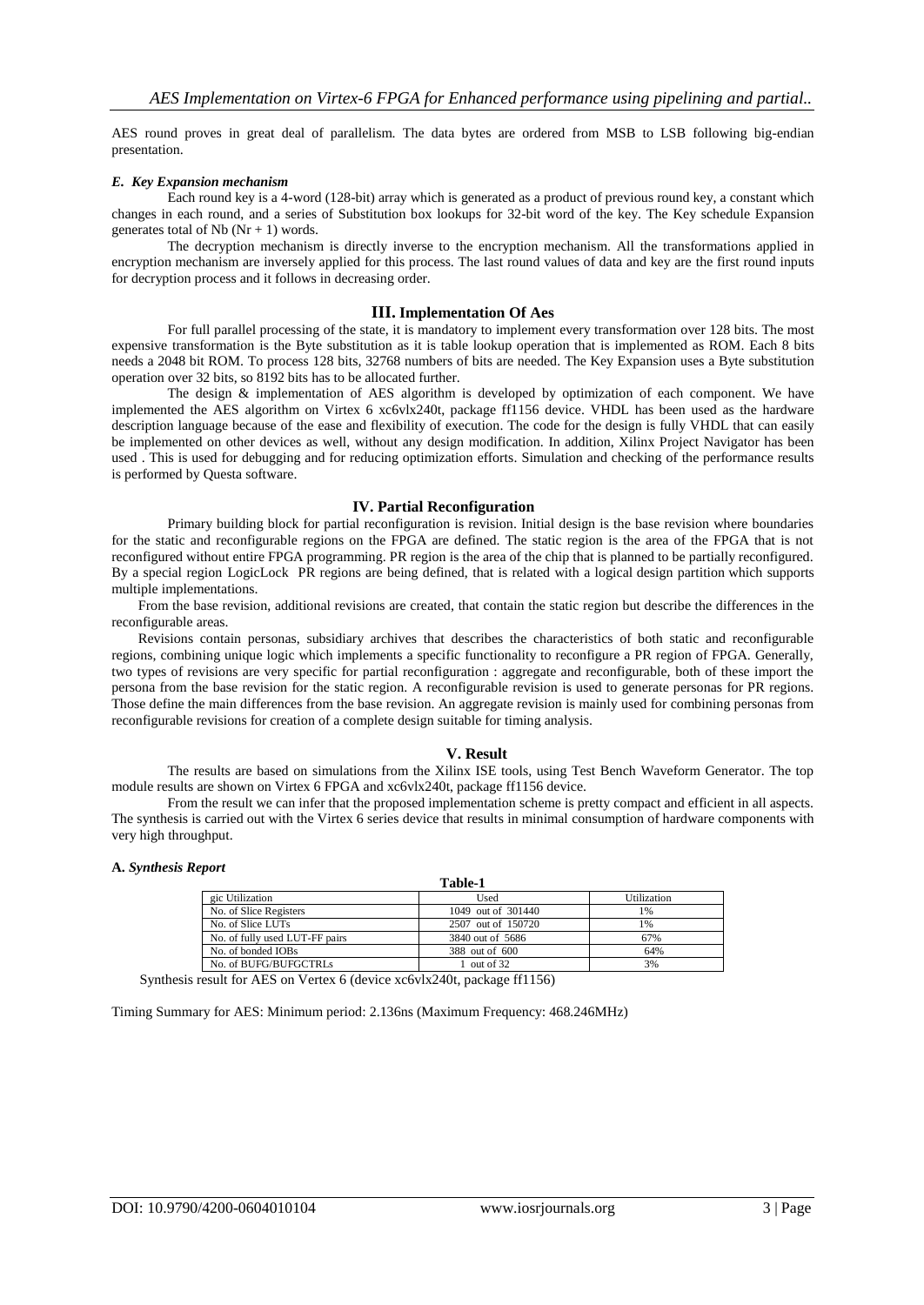AES round proves in great deal of parallelism. The data bytes are ordered from MSB to LSB following big-endian presentation.

#### *E. Key Expansion mechanism*

Each round key is a 4-word (128-bit) array which is generated as a product of previous round key, a constant which changes in each round, and a series of Substitution box lookups for 32-bit word of the key. The Key schedule Expansion generates total of Nb (Nr + 1) words.

The decryption mechanism is directly inverse to the encryption mechanism. All the transformations applied in encryption mechanism are inversely applied for this process. The last round values of data and key are the first round inputs for decryption process and it follows in decreasing order.

## III. Implementation Of Aes

For full parallel processing of the state, it is mandatory to implement every transformation over 128 bits. The most expensive transformation is the Byte substitution as it is table lookup operation that is implemented as ROM. Each 8 bits needs a 2048 bit ROM. To process 128 bits, 32768 numbers of bits are needed. The Key Expansion uses a Byte substitution operation over 32 bits, so 8192 bits has to be allocated further.

The design & implementation of AES algorithm is developed by optimization of each component. We have implemented the AES algorithm on Virtex 6 xc6vlx240t, package ff1156 device. VHDL has been used as the hardware description language because of the ease and flexibility of execution. The code for the design is fully VHDL that can easily be implemented on other devices as well, without any design modification. In addition, Xilinx Project Navigator has been used . This is used for debugging and for reducing optimization efforts. Simulation and checking of the performance results is performed by Questa software.

## IV. Partial Reconfiguration

Primary building block for partial reconfiguration is revision. Initial design is the base revision where boundaries for the static and reconfigurable regions on the FPGA are defined. The static region is the area of the FPGA that is not reconfigured without entire FPGA programming. PR region is the area of the chip that is planned to be partially reconfigured. By a special region LogicLock PR regions are being defined, that is related with a logical design partition which supports multiple implementations.

From the base revision, additional revisions are created, that contain the static region but describe the differences in the reconfigurable areas.

Revisions contain personas, subsidiary archives that describes the characteristics of both static and reconfigurable regions, combining unique logic which implements a specific functionality to reconfigure a PR region of FPGA. Generally, two types of revisions are very specific for partial reconfiguration : aggregate and reconfigurable, both of these import the persona from the base revision for the static region. A reconfigurable revision is used to generate personas for PR regions. Those define the main differences from the base revision. An aggregate revision is mainly used for combining personas from reconfigurable revisions for creation of a complete design suitable for timing analysis.

## V. Result

The results are based on simulations from the Xilinx ISE tools, using Test Bench Waveform Generator. The top module results are shown on Virtex 6 FPGA and xc6vlx240t, package ff1156 device.

From the result we can infer that the proposed implementation scheme is pretty compact and efficient in all aspects. The synthesis is carried out with the Virtex 6 series device that results in minimal consumption of hardware components with very high throughput.

#### A. *Synthesis Report*

**Table-1**

| gic Utilization | Used | Utilization |
|---|---|---|
| No. of Slice Registers | 1049 out of 301440 | 1% |
| No. of Slice LUTs | 2507 out of 150720 | 1% |
| No. of fully used LUT-FF pairs | 3840 out of 5686 | 67% |
| No. of bonded IOBs | 388 out of 600 | 64% |
| No. of BUFG/BUFGCTRLs | 1 out of 32 | 3% |

Synthesis result for AES on Vertex 6 (device xc6vlx240t, package ff1156)

Timing Summary for AES: Minimum period: 2.136ns (Maximum Frequency: 468.246MHz)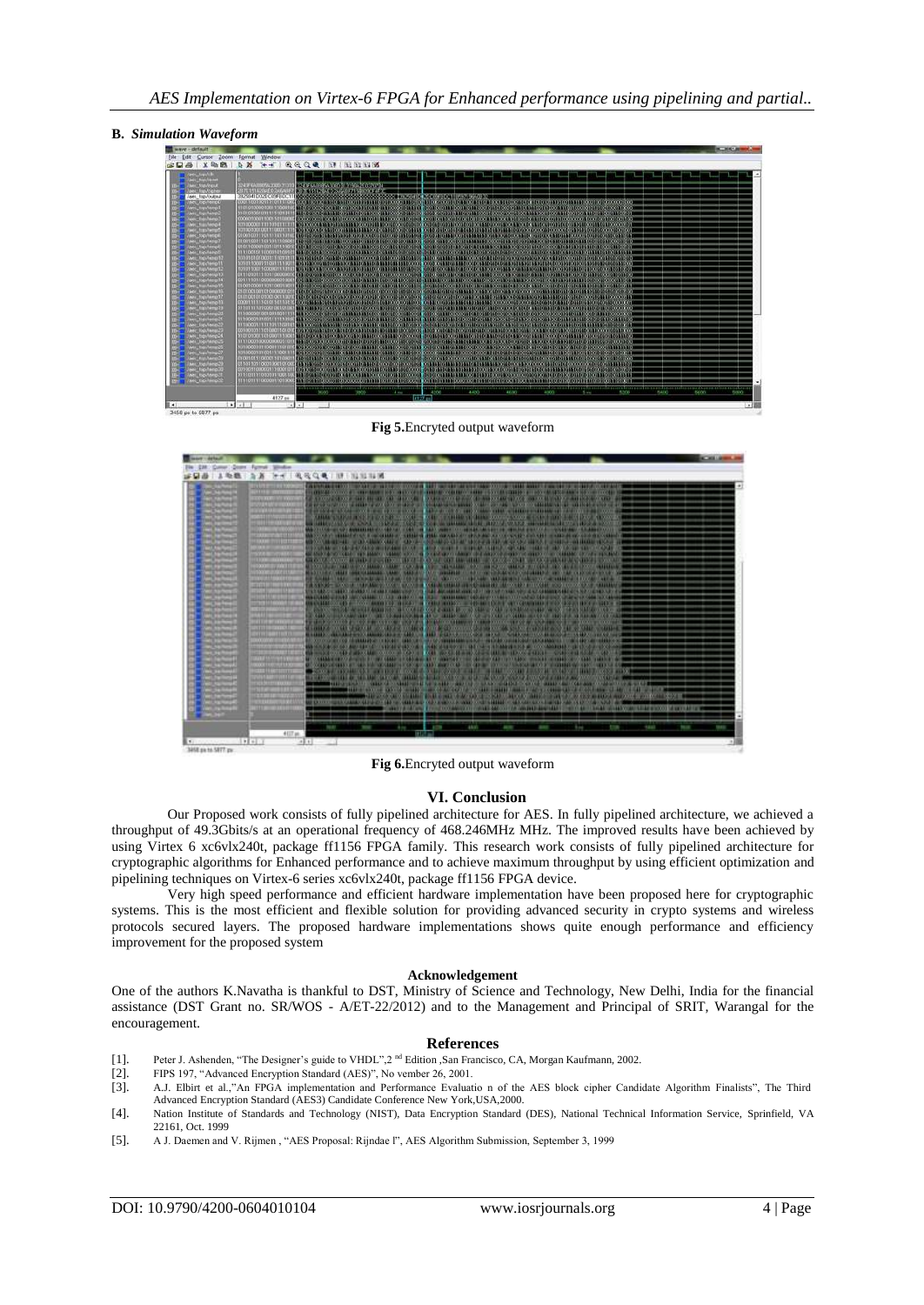### B. *Simulation Waveform*

**Fig 5.**Encryted output waveform

**Fig 6.**Encryted output waveform

## VI. Conclusion

Our Proposed work consists of fully pipelined architecture for AES. In fully pipelined architecture, we achieved a throughput of 49.3Gbits/s at an operational frequency of 468.246MHz MHz. The improved results have been achieved by using Virtex 6 xc6vlx240t, package ff1156 FPGA family. This research work consists of fully pipelined architecture for cryptographic algorithms for Enhanced performance and to achieve maximum throughput by using efficient optimization and pipelining techniques on Virtex-6 series xc6vlx240t, package ff1156 FPGA device.

Very high speed performance and efficient hardware implementation have been proposed here for cryptographic systems. This is the most efficient and flexible solution for providing advanced security in crypto systems and wireless protocols secured layers. The proposed hardware implementations shows quite enough performance and efficiency improvement for the proposed system

## Acknowledgement

One of the authors K.Navatha is thankful to DST, Ministry of Science and Technology, New Delhi, India for the financial assistance (DST Grant no. SR/WOS - A/ET-22/2012) and to the Management and Principal of SRIT, Warangal for the encouragement.

## References

[1]. Peter J. Ashenden, "The Designer's guide to VHDL",2 nd Edition ,San Francisco, CA, Morgan Kaufmann, 2002.

[2]. FIPS 197, "Advanced Encryption Standard (AES)", No vember 26, 2001.

[3]. A.J. Elbirt et al.,"An FPGA implementation and Performance Evaluatio n of the AES block cipher Candidate Algorithm Finalists", The Third Advanced Encryption Standard (AES3) Candidate Conference New York,USA,2000.

[4]. Nation Institute of Standards and Technology (NIST), Data Encryption Standard (DES), National Technical Information Service, Sprinfield, VA 22161, Oct. 1999

[5]. A J. Daemen and V. Rijmen , "AES Proposal: Rijndae l", AES Algorithm Submission, September 3, 1999